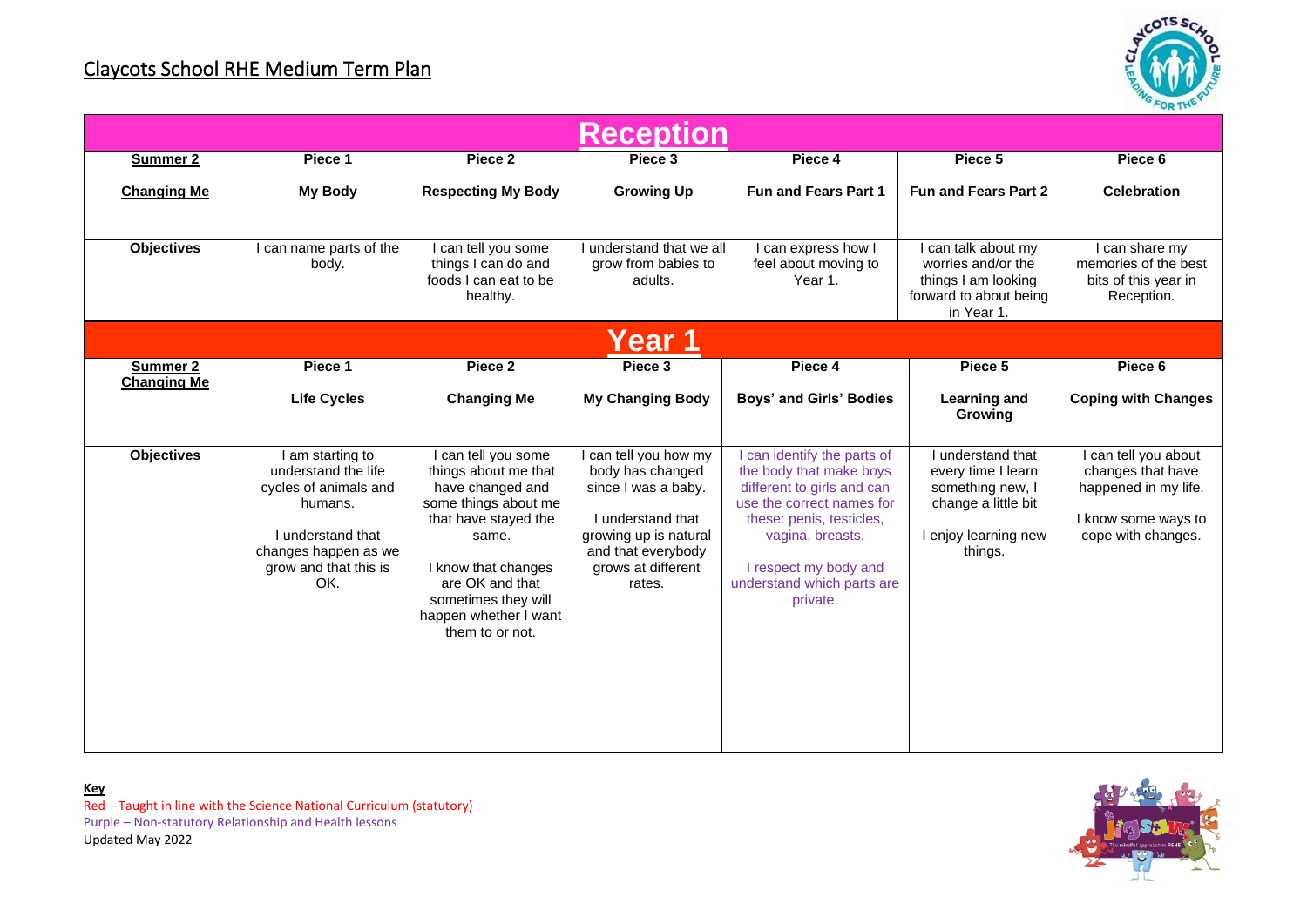# Claycots School RHE Medium Term Plan

## Reception

| Summer 2 | Piece 1 | Piece 2 | Piece 3 | Piece 4 | Piece 5 | Piece 6 |
|---|---|---|---|---|---|---|
| **Changing Me** | **My Body** | **Respecting My Body** | **Growing Up** | **Fun and Fears Part 1** | **Fun and Fears Part 2** | **Celebration** |
| **Objectives** | I can name parts of the body. | I can tell you some things I can do and foods I can eat to be healthy. | I understand that we all grow from babies to adults. | I can express how I feel about moving to Year 1. | I can talk about my worries and/or the things I am looking forward to about being in Year 1. | I can share my memories of the best bits of this year in Reception. |

## Year 1

| Summer 2 Changing Me | Piece 1 | Piece 2 | Piece 3 | Piece 4 | Piece 5 | Piece 6 |
|---|---|---|---|---|---|---|
| | **Life Cycles** | **Changing Me** | **My Changing Body** | **Boys' and Girls' Bodies** | **Learning and Growing** | **Coping with Changes** |
| **Objectives** | I am starting to understand the life cycles of animals and humans. I understand that changes happen as we grow and that this is OK. | I can tell you some things about me that have changed and some things about me that have stayed the same. I know that changes are OK and that sometimes they will happen whether I want them to or not. | I can tell you how my body has changed since I was a baby. I understand that growing up is natural and that everybody grows at different rates. | I can identify the parts of the body that make boys different to girls and can use the correct names for these: penis, testicles, vagina, breasts. I respect my body and understand which parts are private. | I understand that every time I learn something new, I change a little bit. I enjoy learning new things. | I can tell you about changes that have happened in my life. I know some ways to cope with changes. |

**Key**

Red – Taught in line with the Science National Curriculum (statutory)

Purple – Non-statutory Relationship and Health lessons

Updated May 2022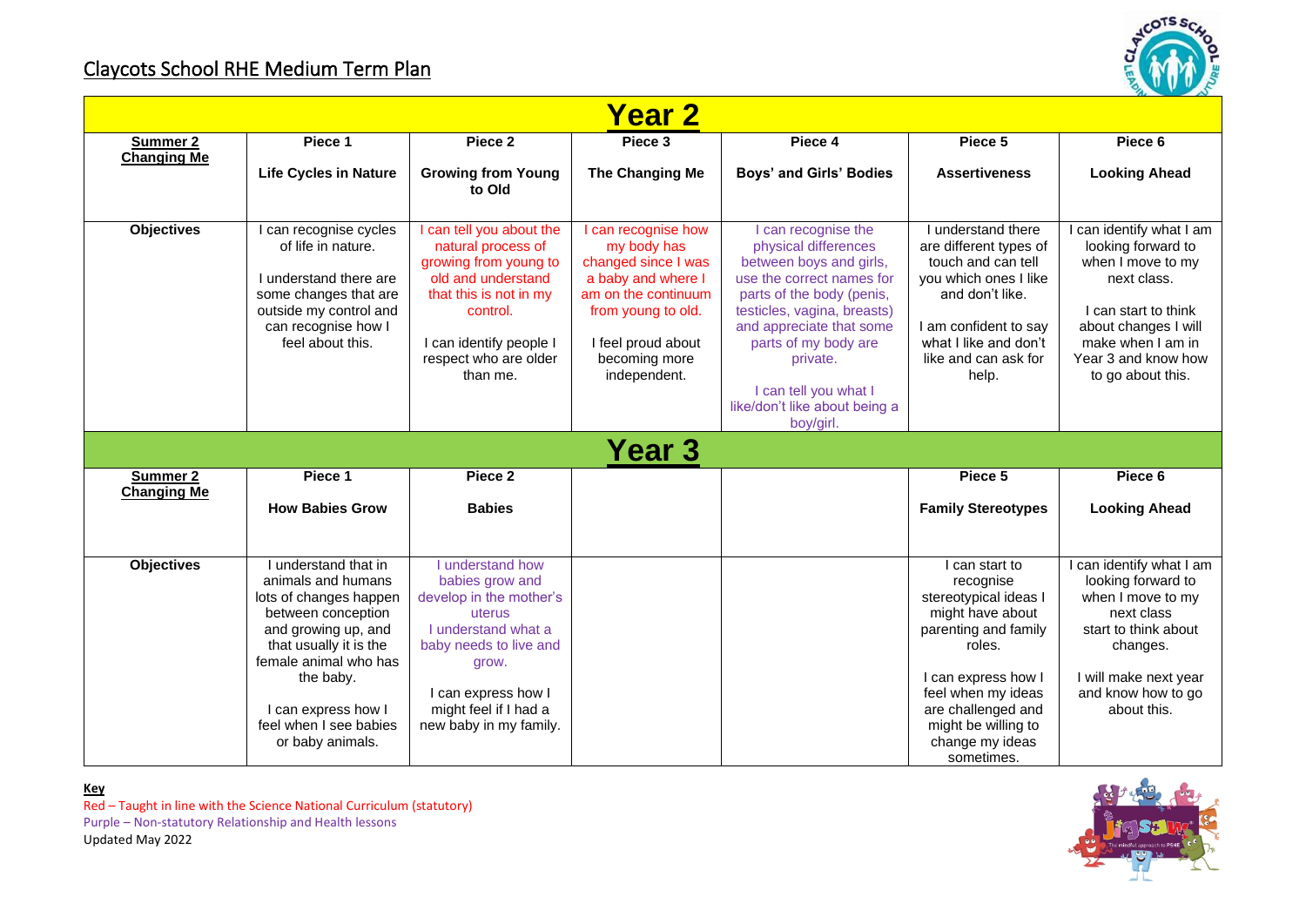# Claycots School RHE Medium Term Plan

## Year 2

| Summer 2 Changing Me | Piece 1<br><br>Life Cycles in Nature | Piece 2<br><br>Growing from Young to Old | Piece 3<br><br>The Changing Me | Piece 4<br><br>Boys' and Girls' Bodies | Piece 5<br><br>Assertiveness | Piece 6<br><br>Looking Ahead |
|---|---|---|---|---|---|---|
| **Objectives** | I can recognise cycles of life in nature.<br><br>I understand there are some changes that are outside my control and can recognise how I feel about this. | I can tell you about the natural process of growing from young to old and understand that this is not in my control.<br><br>I can identify people I respect who are older than me. | I can recognise how my body has changed since I was a baby and where I am on the continuum from young to old.<br><br>I feel proud about becoming more independent. | I can recognise the physical differences between boys and girls, use the correct names for parts of the body (penis, testicles, vagina, breasts) and appreciate that some parts of my body are private.<br><br>I can tell you what I like/don't like about being a boy/girl. | I understand there are different types of touch and can tell you which ones I like and don't like.<br><br>I am confident to say what I like and don't like and can ask for help. | I can identify what I am looking forward to when I move to my next class.<br><br>I can start to think about changes I will make when I am in Year 3 and know how to go about this. |

## Year 3

| Summer 2 Changing Me | Piece 1<br><br>How Babies Grow | Piece 2<br><br>Babies | | | Piece 5<br><br>Family Stereotypes | Piece 6<br><br>Looking Ahead |
|---|---|---|---|---|---|---|
| **Objectives** | I understand that in animals and humans lots of changes happen between conception and growing up, and that usually it is the female animal who has the baby.<br><br>I can express how I feel when I see babies or baby animals. | I understand how babies grow and develop in the mother's uterus<br>I understand what a baby needs to live and grow.<br><br>I can express how I might feel if I had a new baby in my family. | | | I can start to recognise stereotypical ideas I might have about parenting and family roles.<br><br>I can express how I feel when my ideas are challenged and might be willing to change my ideas sometimes. | I can identify what I am looking forward to when I move to my next class start to think about changes.<br><br>I will make next year and know how to go about this. |

**Key**

Red – Taught in line with the Science National Curriculum (statutory)

Purple – Non-statutory Relationship and Health lessons

Updated May 2022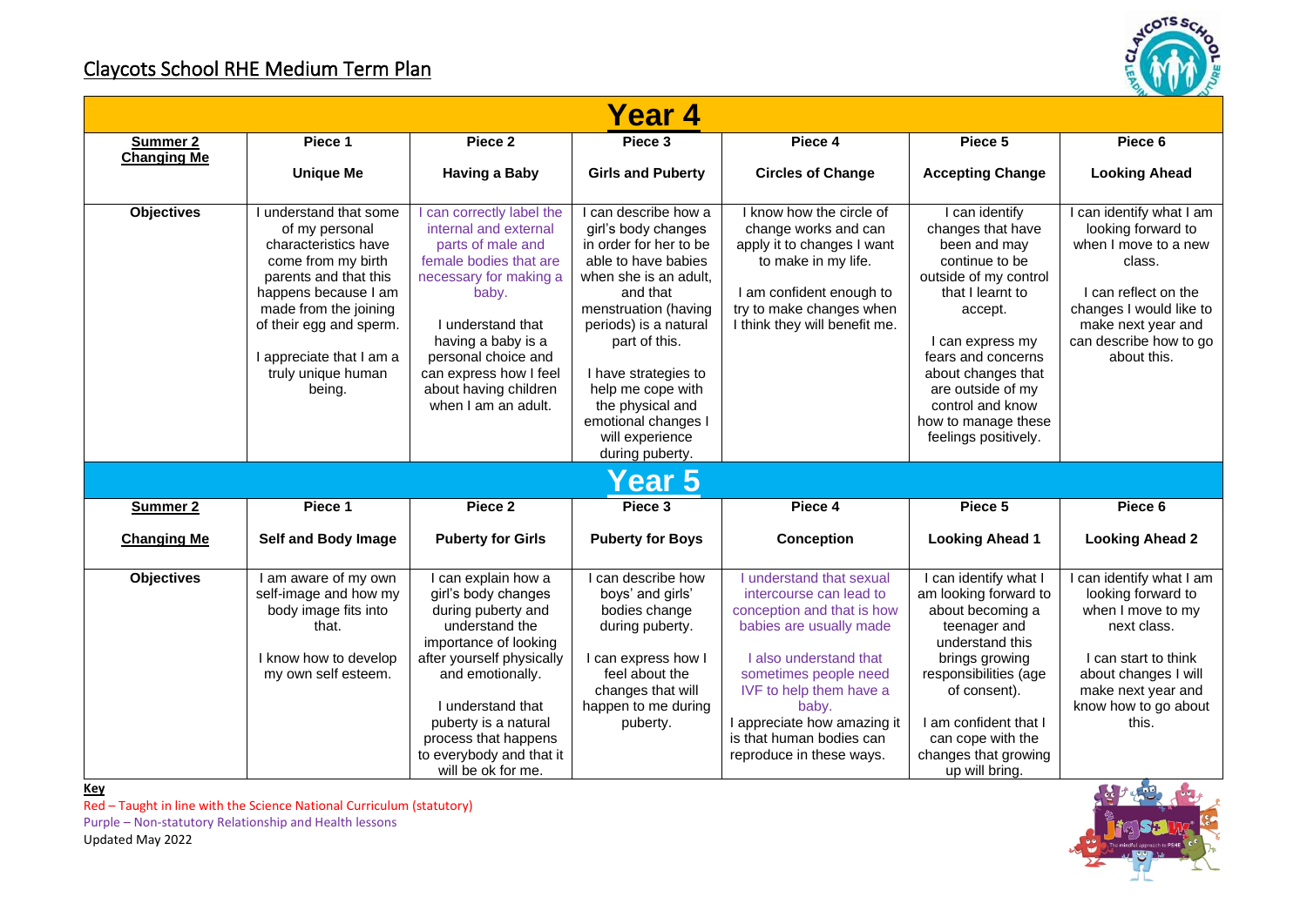## Claycots School RHE Medium Term Plan

### Year 4

| Summer 2 Changing Me | Piece 1 Unique Me | Piece 2 Having a Baby | Piece 3 Girls and Puberty | Piece 4 Circles of Change | Piece 5 Accepting Change | Piece 6 Looking Ahead |
|---|---|---|---|---|---|---|
| **Objectives** | I understand that some of my personal characteristics have come from my birth parents and that this happens because I am made from the joining of their egg and sperm. I appreciate that I am a truly unique human being. | I can correctly label the internal and external parts of male and female bodies that are necessary for making a baby. I understand that having a baby is a personal choice and can express how I feel about having children when I am an adult. | I can describe how a girl's body changes in order for her to be able to have babies when she is an adult, and that menstruation (having periods) is a natural part of this. I have strategies to help me cope with the physical and emotional changes I will experience during puberty. | I know how the circle of change works and can apply it to changes I want to make in my life. I am confident enough to try to make changes when I think they will benefit me. | I can identify changes that have been and may continue to be outside of my control that I learnt to accept. I can express my fears and concerns about changes that are outside of my control and know how to manage these feelings positively. | I can identify what I am looking forward to when I move to a new class. I can reflect on the changes I would like to make next year and can describe how to go about this. |

### Year 5

| Summer 2 Changing Me | Piece 1 Self and Body Image | Piece 2 Puberty for Girls | Piece 3 Puberty for Boys | Piece 4 Conception | Piece 5 Looking Ahead 1 | Piece 6 Looking Ahead 2 |
|---|---|---|---|---|---|---|
| **Objectives** | I am aware of my own self-image and how my body image fits into that. I know how to develop my own self esteem. | I can explain how a girl's body changes during puberty and understand the importance of looking after yourself physically and emotionally. I understand that puberty is a natural process that happens to everybody and that it will be ok for me. | I can describe how boys' and girls' bodies change during puberty. I can express how I feel about the changes that will happen to me during puberty. | I understand that sexual intercourse can lead to conception and that is how babies are usually made. I also understand that sometimes people need IVF to help them have a baby. I appreciate how amazing it is that human bodies can reproduce in these ways. | I can identify what I am looking forward to about becoming a teenager and understand this brings growing responsibilities (age of consent). I am confident that I can cope with the changes that growing up will bring. | I can identify what I am looking forward to when I move to my next class. I can start to think about changes I will make next year and know how to go about this. |

**Key**

Red – Taught in line with the Science National Curriculum (statutory)

Purple – Non-statutory Relationship and Health lessons

Updated May 2022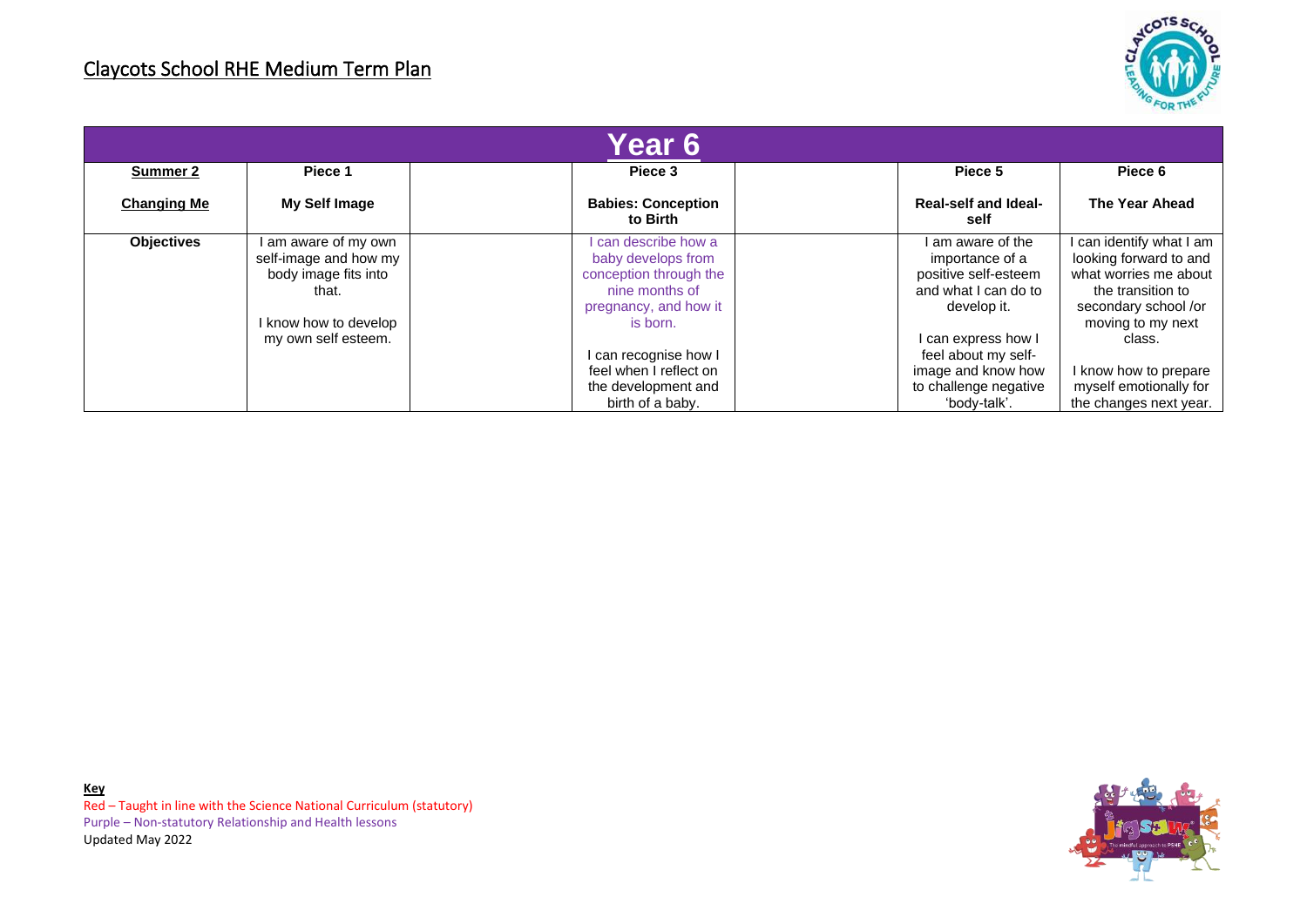# Claycots School RHE Medium Term Plan

| Year 6 | | | | | | |
|---|---|---|---|---|---|---|
| **Summer 2**<br><br>**Changing Me** | **Piece 1**<br><br>**My Self Image** | | **Piece 3**<br><br>**Babies: Conception to Birth** | | **Piece 5**<br><br>**Real-self and Ideal-self** | **Piece 6**<br><br>**The Year Ahead** |
| **Objectives** | I am aware of my own self-image and how my body image fits into that.<br><br>I know how to develop my own self esteem. | | I can describe how a baby develops from conception through the nine months of pregnancy, and how it is born.<br><br>I can recognise how I feel when I reflect on the development and birth of a baby. | | I am aware of the importance of a positive self-esteem and what I can do to develop it.<br><br>I can express how I feel about my self-image and know how to challenge negative 'body-talk'. | I can identify what I am looking forward to and what worries me about the transition to secondary school /or moving to my next class.<br><br>I know how to prepare myself emotionally for the changes next year. |

**Key**

Red – Taught in line with the Science National Curriculum (statutory)

Purple – Non-statutory Relationship and Health lessons

Updated May 2022